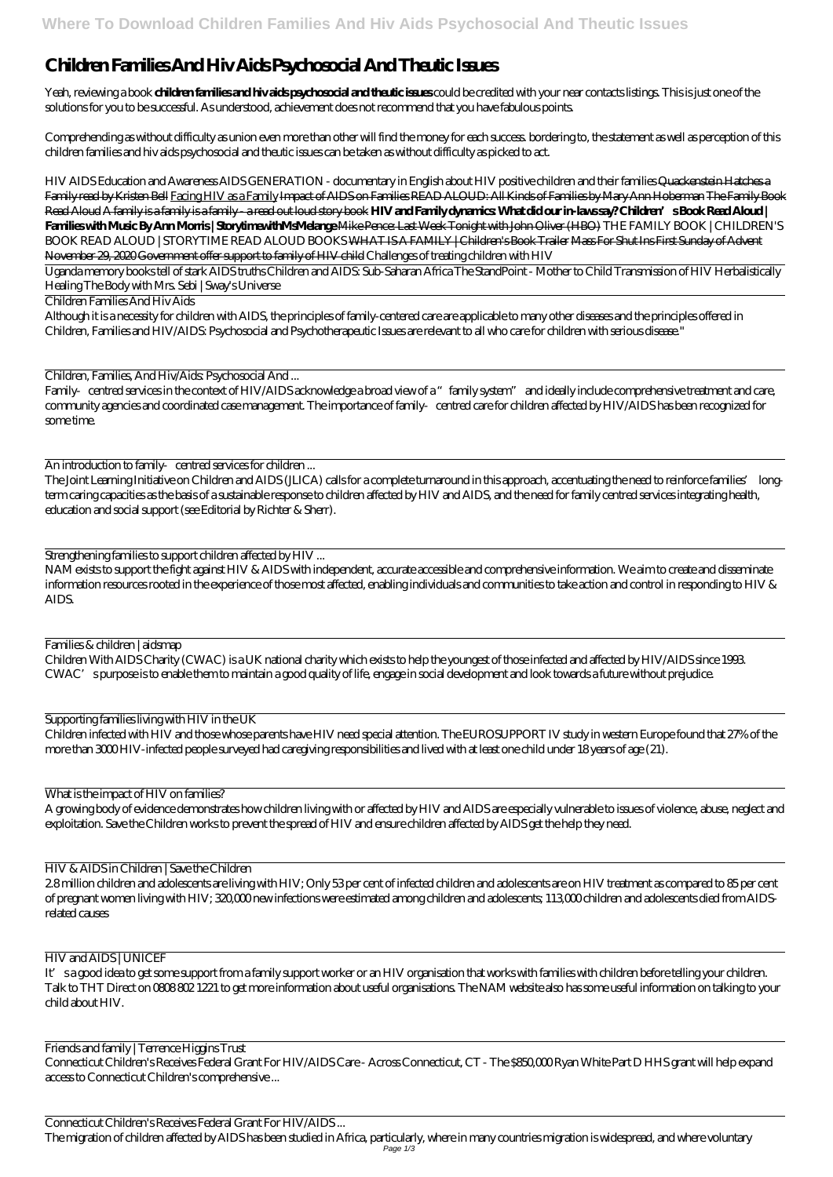# Children Families And Hiv Aids Psychosocial And Theutic Issues

Yeah, reviewing a book **children families and hiv aids psychosocial and theutic issues** could be credited with your near contacts listings. This is just one of the solutions for you to be successful. As understood, achievement does not recommend that you have fabulous points.

Comprehending as without difficulty as union even more than other will find the money for each success. bordering to, the statement as well as perception of this children families and hiv aids psychosocial and theutic issues can be taken as without difficulty as picked to act.

*HIV AIDS Education and Awareness* *AIDS GENERATION - documentary in English about HIV positive children and their families* ~~Quackenstein Hatches a Family read by Kristen Bell~~ Facing HIV as a Family ~~Impact of AIDS on Families~~ ~~READ ALOUD: All Kinds of Families by Mary Ann Hoberman~~ ~~The Family Book Read Aloud~~ ~~A family is a family is a family - a read out loud story book~~ **HIV and Family dynamics: What did our in-laws say? Children's Book Read Aloud | Families with Music By Ann Morris | StorytimewithMsMelange** ~~Mike Pence: Last Week Tonight with John Oliver (HBO)~~ *THE FAMILY BOOK | CHILDREN'S BOOK READ ALOUD | STORYTIME READ ALOUD BOOKS* ~~WHAT IS A FAMILY | Children's Book Trailer~~ ~~Mass For Shut Ins First Sunday of Advent November 29, 2020~~ ~~Government offer support to family of HIV child~~ *Challenges of treating children with HIV*

Uganda memory books tell of stark AIDS truths *Children and AIDS: Sub-Saharan Africa* *The StandPoint - Mother to Child Transmission of HIV* *Herbalistically Healing The Body with Mrs. Sebi | Sway's Universe*

Children Families And Hiv Aids

Although it is a necessity for children with AIDS, the principles of family-centered care are applicable to many other diseases and the principles offered in Children, Families and HIV/AIDS: Psychosocial and Psychotherapeutic Issues are relevant to all who care for children with serious disease."

Children, Families, And Hiv/Aids: Psychosocial And ...

Family-centred services in the context of HIV/AIDS acknowledge a broad view of a "family system" and ideally include comprehensive treatment and care, community agencies and coordinated case management. The importance of family-centred care for children affected by HIV/AIDS has been recognized for some time.

An introduction to family-centred services for children ...

The Joint Learning Initiative on Children and AIDS (JLICA) calls for a complete turnaround in this approach, accentuating the need to reinforce families' long-term caring capacities as the basis of a sustainable response to children affected by HIV and AIDS, and the need for family centred services integrating health, education and social support (see Editorial by Richter & Sherr).

Strengthening families to support children affected by HIV ...

NAM exists to support the fight against HIV & AIDS with independent, accurate accessible and comprehensive information. We aim to create and disseminate information resources rooted in the experience of those most affected, enabling individuals and communities to take action and control in responding to HIV & AIDS.

Families & children | aidsmap

Children With AIDS Charity (CWAC) is a UK national charity which exists to help the youngest of those infected and affected by HIV/AIDS since 1993. CWAC's purpose is to enable them to maintain a good quality of life, engage in social development and look towards a future without prejudice.

Supporting families living with HIV in the UK

Children infected with HIV and those whose parents have HIV need special attention. The EUROSUPPORT IV study in western Europe found that 27% of the more than 3000 HIV-infected people surveyed had caregiving responsibilities and lived with at least one child under 18 years of age (21).

What is the impact of HIV on families?

A growing body of evidence demonstrates how children living with or affected by HIV and AIDS are especially vulnerable to issues of violence, abuse, neglect and exploitation. Save the Children works to prevent the spread of HIV and ensure children affected by AIDS get the help they need.

HIV & AIDS in Children | Save the Children

2.8 million children and adolescents are living with HIV; Only 53 per cent of infected children and adolescents are on HIV treatment as compared to 85 per cent of pregnant women living with HIV; 320,000 new infections were estimated among children and adolescents; 113,000 children and adolescents died from AIDS-related causes

HIV and AIDS | UNICEF

It's a good idea to get some support from a family support worker or an HIV organisation that works with families with children before telling your children. Talk to THT Direct on 0808 802 1221 to get more information about useful organisations. The NAM website also has some useful information on talking to your child about HIV.

Friends and family | Terrence Higgins Trust

Connecticut Children's Receives Federal Grant For HIV/AIDS Care - Across Connecticut, CT - The $850,000 Ryan White Part D HHS grant will help expand access to Connecticut Children's comprehensive ...

Connecticut Children's Receives Federal Grant For HIV/AIDS ...

The migration of children affected by AIDS has been studied in Africa, particularly, where in many countries migration is widespread, and where voluntary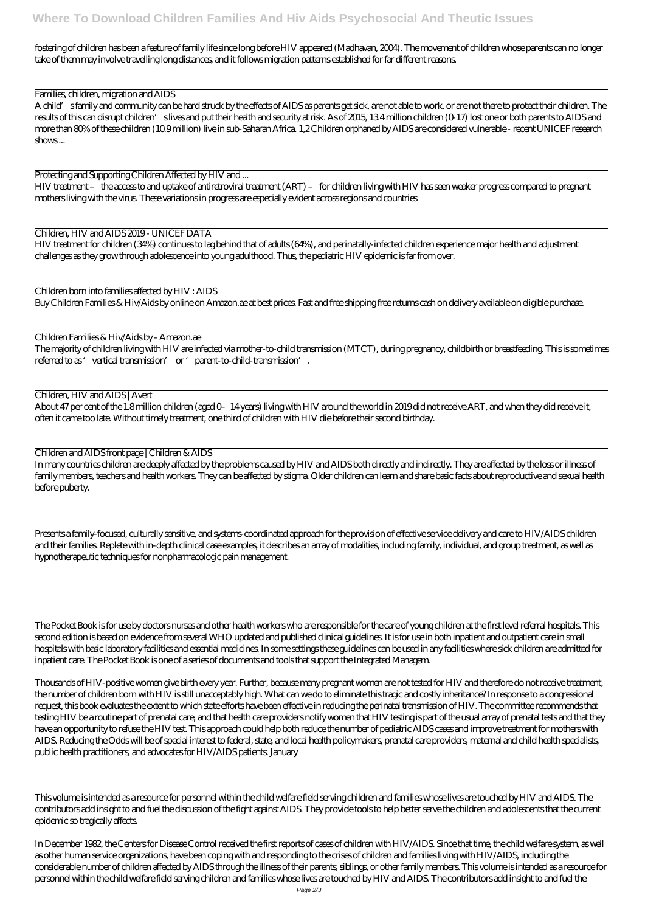fostering of children has been a feature of family life since long before HIV appeared (Madhavan, 2004). The movement of children whose parents can no longer take of them may involve travelling long distances, and it follows migration patterns established for far different reasons.

Families, children, migration and AIDS

A child's family and community can be hard struck by the effects of AIDS as parents get sick, are not able to work, or are not there to protect their children. The results of this can disrupt children's lives and put their health and security at risk. As of 2015, 13.4 million children (0-17) lost one or both parents to AIDS and more than 80% of these children (10.9 million) live in sub-Saharan Africa. 1,2 Children orphaned by AIDS are considered vulnerable - recent UNICEF research shows ...

Protecting and Supporting Children Affected by HIV and ...

HIV treatment – the access to and uptake of antiretroviral treatment (ART) – for children living with HIV has seen weaker progress compared to pregnant mothers living with the virus. These variations in progress are especially evident across regions and countries.

Children, HIV and AIDS 2019 - UNICEF DATA

HIV treatment for children (34%) continues to lag behind that of adults (64%), and perinatally-infected children experience major health and adjustment challenges as they grow through adolescence into young adulthood. Thus, the pediatric HIV epidemic is far from over.

Children born into families affected by HIV : AIDS

Buy Children Families & Hiv/Aids by online on Amazon.ae at best prices. Fast and free shipping free returns cash on delivery available on eligible purchase.

Children Families & Hiv/Aids by - Amazon.ae

The majority of children living with HIV are infected via mother-to-child transmission (MTCT), during pregnancy, childbirth or breastfeeding. This is sometimes referred to as 'vertical transmission' or 'parent-to-child-transmission'.

Children, HIV and AIDS | Avert

About 47 per cent of the 1.8 million children (aged 0–14 years) living with HIV around the world in 2019 did not receive ART, and when they did receive it, often it came too late. Without timely treatment, one third of children with HIV die before their second birthday.

Children and AIDS front page | Children & AIDS

In many countries children are deeply affected by the problems caused by HIV and AIDS both directly and indirectly. They are affected by the loss or illness of family members, teachers and health workers. They can be affected by stigma. Older children can learn and share basic facts about reproductive and sexual health before puberty.

Presents a family-focused, culturally sensitive, and systems-coordinated approach for the provision of effective service delivery and care to HIV/AIDS children and their families. Replete with in-depth clinical case examples, it describes an array of modalities, including family, individual, and group treatment, as well as hypnotherapeutic techniques for nonpharmacologic pain management.

The Pocket Book is for use by doctors nurses and other health workers who are responsible for the care of young children at the first level referral hospitals. This second edition is based on evidence from several WHO updated and published clinical guidelines. It is for use in both inpatient and outpatient care in small hospitals with basic laboratory facilities and essential medicines. In some settings these guidelines can be used in any facilities where sick children are admitted for inpatient care. The Pocket Book is one of a series of documents and tools that support the Integrated Managem.

Thousands of HIV-positive women give birth every year. Further, because many pregnant women are not tested for HIV and therefore do not receive treatment, the number of children born with HIV is still unacceptably high. What can we do to eliminate this tragic and costly inheritance? In response to a congressional request, this book evaluates the extent to which state efforts have been effective in reducing the perinatal transmission of HIV. The committee recommends that testing HIV be a routine part of prenatal care, and that health care providers notify women that HIV testing is part of the usual array of prenatal tests and that they have an opportunity to refuse the HIV test. This approach could help both reduce the number of pediatric AIDS cases and improve treatment for mothers with AIDS. Reducing the Odds will be of special interest to federal, state, and local health policymakers, prenatal care providers, maternal and child health specialists, public health practitioners, and advocates for HIV/AIDS patients. January

This volume is intended as a resource for personnel within the child welfare field serving children and families whose lives are touched by HIV and AIDS. The contributors add insight to and fuel the discussion of the fight against AIDS. They provide tools to help better serve the children and adolescents that the current epidemic so tragically affects.

In December 1982, the Centers for Disease Control received the first reports of cases of children with HIV/AIDS. Since that time, the child welfare system, as well as other human service organizations, have been coping with and responding to the crises of children and families living with HIV/AIDS, including the considerable number of children affected by AIDS through the illness of their parents, siblings, or other family members. This volume is intended as a resource for personnel within the child welfare field serving children and families whose lives are touched by HIV and AIDS. The contributors add insight to and fuel the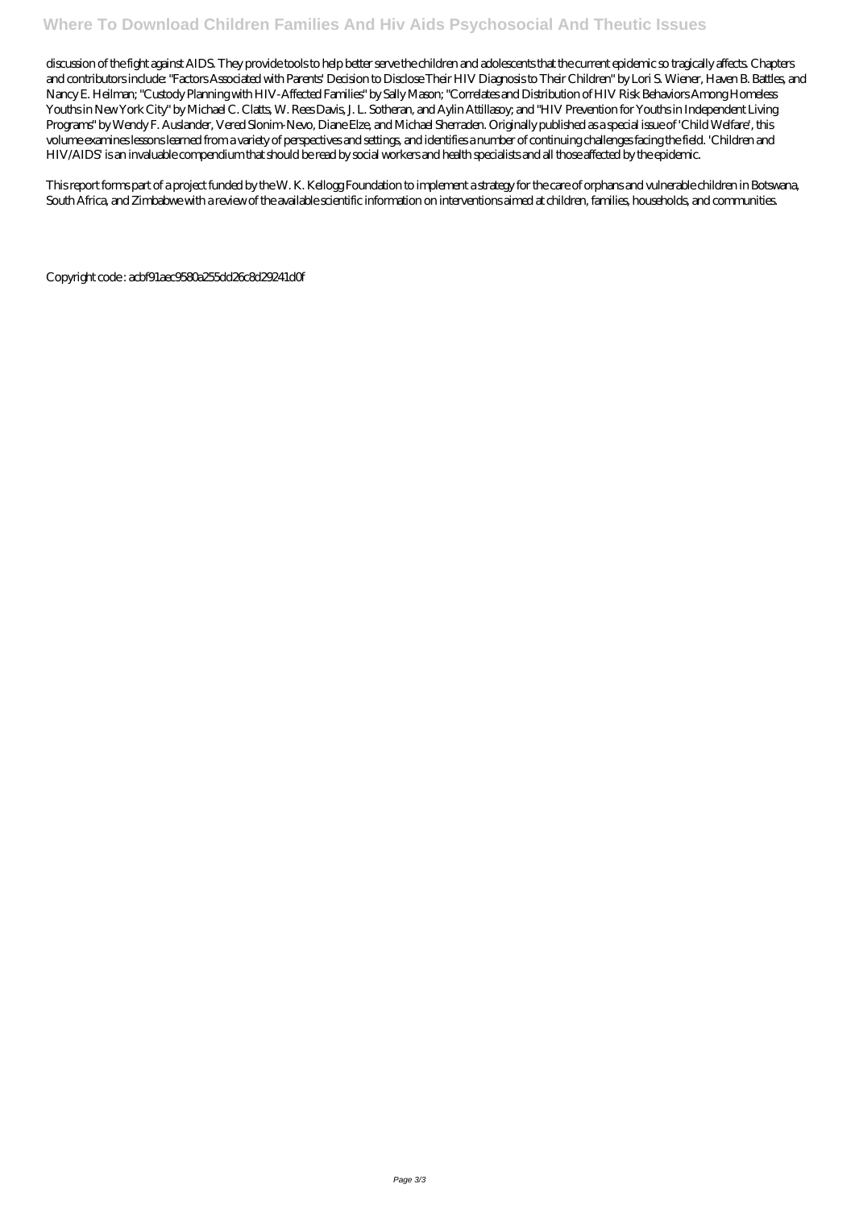discussion of the fight against AIDS. They provide tools to help better serve the children and adolescents that the current epidemic so tragically affects. Chapters and contributors include: "Factors Associated with Parents' Decision to Disclose Their HIV Diagnosis to Their Children" by Lori S. Wiener, Haven B. Battles, and Nancy E. Heilman; "Custody Planning with HIV-Affected Families" by Sally Mason; "Correlates and Distribution of HIV Risk Behaviors Among Homeless Youths in New York City" by Michael C. Clatts, W. Rees Davis, J. L. Sotheran, and Aylin Attillasoy; and "HIV Prevention for Youths in Independent Living Programs" by Wendy F. Auslander, Vered Slonim-Nevo, Diane Elze, and Michael Sherraden. Originally published as a special issue of 'Child Welfare', this volume examines lessons learned from a variety of perspectives and settings, and identifies a number of continuing challenges facing the field. 'Children and HIV/AIDS' is an invaluable compendium that should be read by social workers and health specialists and all those affected by the epidemic.

This report forms part of a project funded by the W. K. Kellogg Foundation to implement a strategy for the care of orphans and vulnerable children in Botswana, South Africa, and Zimbabwe with a review of the available scientific information on interventions aimed at children, families, households, and communities.

Copyright code : acbf91aec9580a255dd26c8d29241d0f